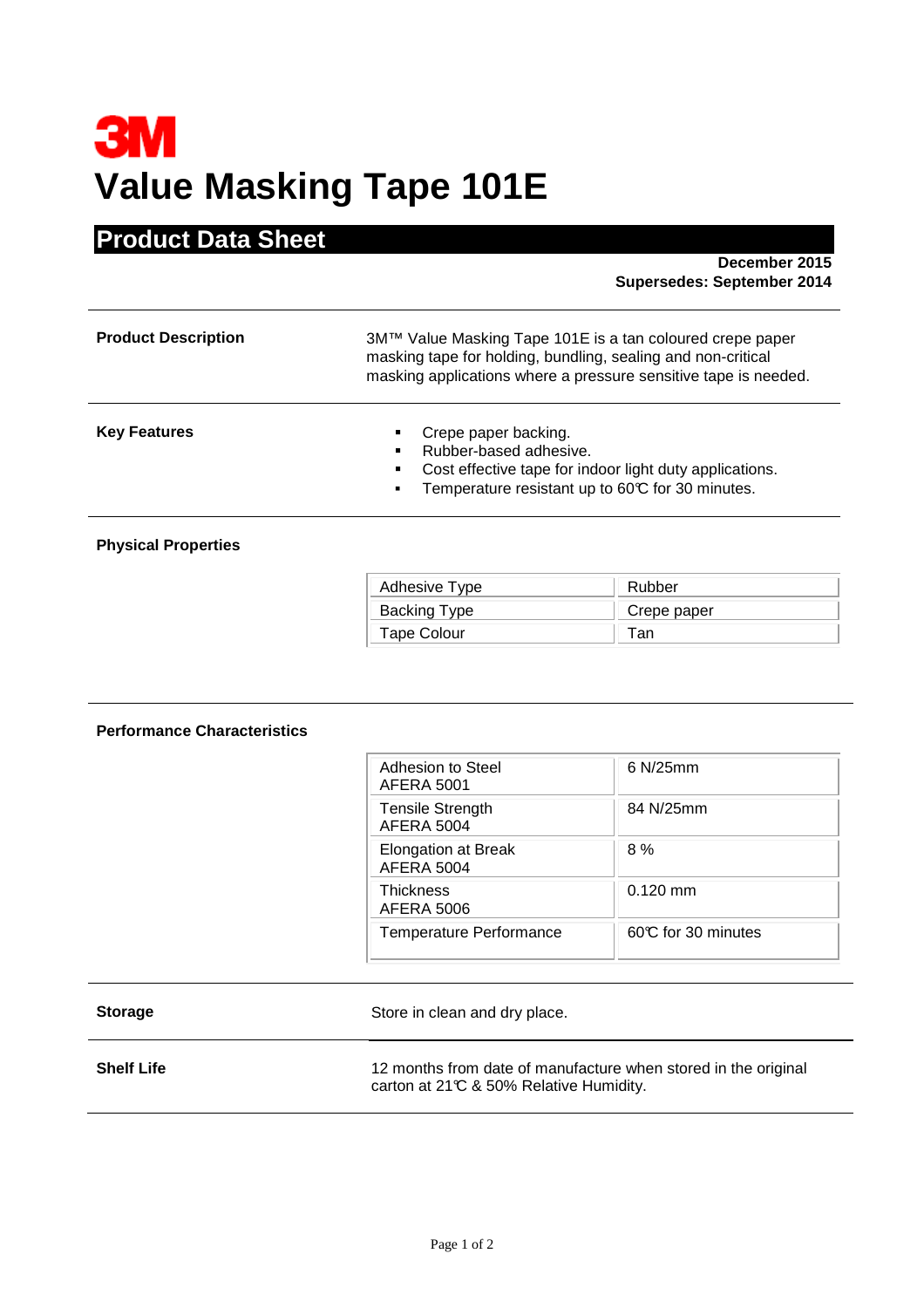**3M**

# Value Masking Tape 101E

## Product Data Sheet

**December 2015**
**Supersedes: September 2014**

---

**Product Description**

3M™ Value Masking Tape 101E is a tan coloured crepe paper masking tape for holding, bundling, sealing and non-critical masking applications where a pressure sensitive tape is needed.

---

**Key Features**

- Crepe paper backing.
- Rubber-based adhesive.
- Cost effective tape for indoor light duty applications.
- Temperature resistant up to 60℃ for 30 minutes.

---

**Physical Properties**

| | |
|---|---|
| Adhesive Type | Rubber |
| Backing Type | Crepe paper |
| Tape Colour | Tan |

---

**Performance Characteristics**

| | |
|---|---|
| Adhesion to Steel AFERA 5001 | 6 N/25mm |
| Tensile Strength AFERA 5004 | 84 N/25mm |
| Elongation at Break AFERA 5004 | 8 % |
| Thickness AFERA 5006 | 0.120 mm |
| Temperature Performance | 60℃ for 30 minutes |

---

**Storage**

Store in clean and dry place.

---

**Shelf Life**

12 months from date of manufacture when stored in the original carton at 21℃ & 50% Relative Humidity.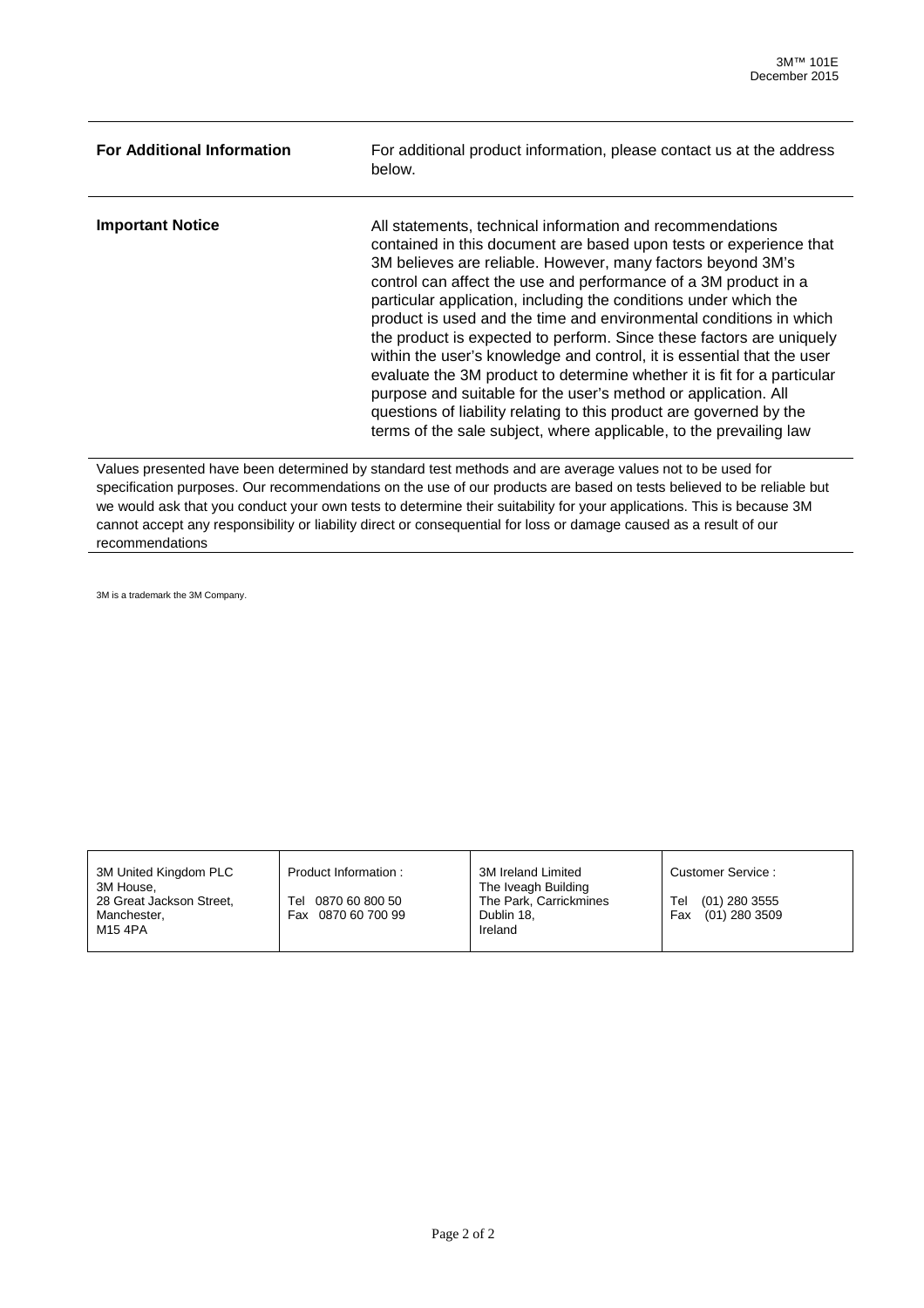| | |
|---|---|
| **For Additional Information** | For additional product information, please contact us at the address below. |
| **Important Notice** | All statements, technical information and recommendations contained in this document are based upon tests or experience that 3M believes are reliable. However, many factors beyond 3M's control can affect the use and performance of a 3M product in a particular application, including the conditions under which the product is used and the time and environmental conditions in which the product is expected to perform. Since these factors are uniquely within the user's knowledge and control, it is essential that the user evaluate the 3M product to determine whether it is fit for a particular purpose and suitable for the user's method or application. All questions of liability relating to this product are governed by the terms of the sale subject, where applicable, to the prevailing law |

Values presented have been determined by standard test methods and are average values not to be used for specification purposes. Our recommendations on the use of our products are based on tests believed to be reliable but we would ask that you conduct your own tests to determine their suitability for your applications. This is because 3M cannot accept any responsibility or liability direct or consequential for loss or damage caused as a result of our recommendations

3M is a trademark the 3M Company.

| | | | |
|---|---|---|---|
| 3M United Kingdom PLC<br>3M House,<br>28 Great Jackson Street,<br>Manchester,<br>M15 4PA | Product Information :<br><br>Tel 0870 60 800 50<br>Fax 0870 60 700 99 | 3M Ireland Limited<br>The Iveagh Building<br>The Park, Carrickmines<br>Dublin 18,<br>Ireland | Customer Service :<br><br>Tel (01) 280 3555<br>Fax (01) 280 3509 |